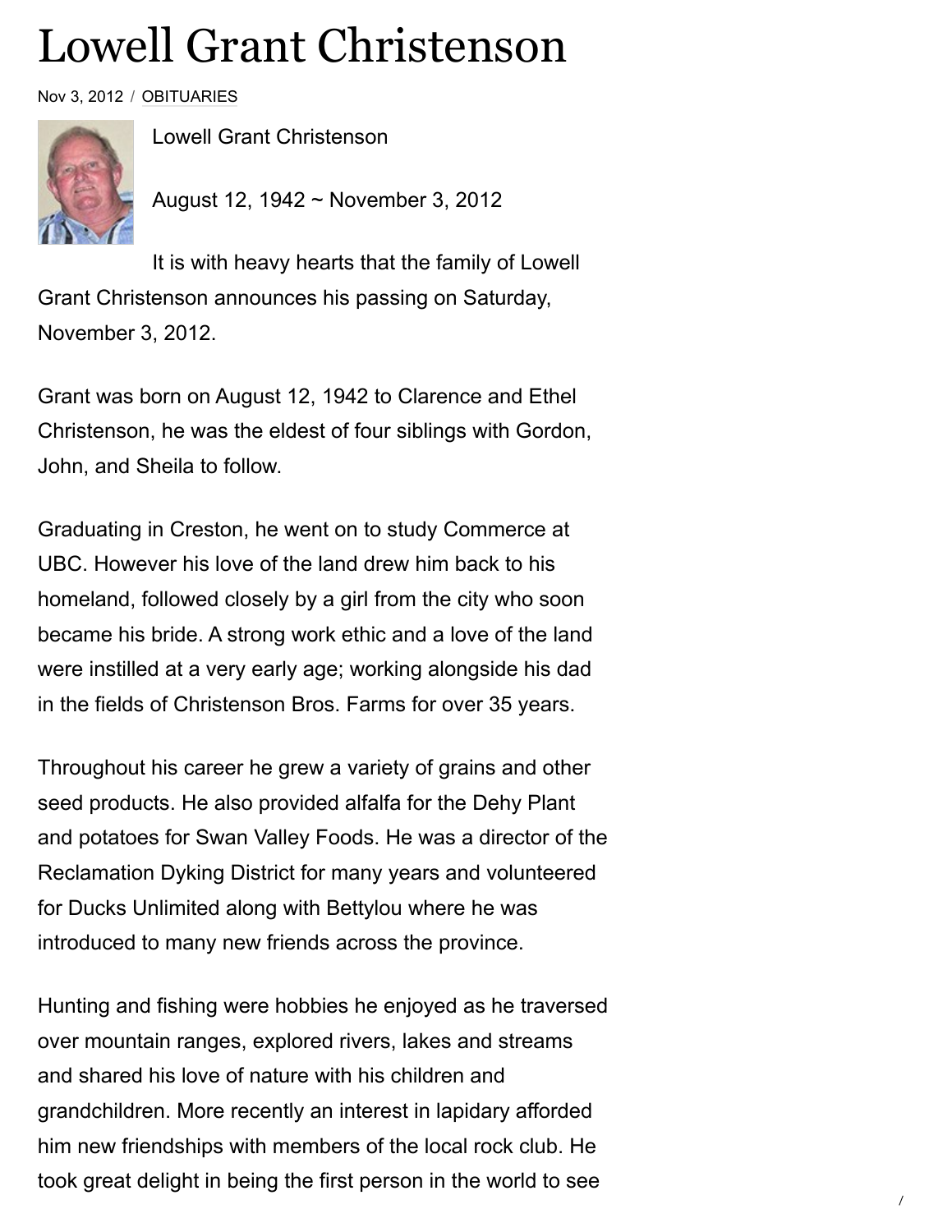# Lowell Grant Christenson

Nov 3, 2012 / OBITUARIES

Lowell Grant Christenson

August 12, 1942 ~ November 3, 2012

It is with heavy hearts that the family of Lowell Grant Christenson announces his passing on Saturday, November 3, 2012.

Grant was born on August 12, 1942 to Clarence and Ethel Christenson, he was the eldest of four siblings with Gordon, John, and Sheila to follow.

Graduating in Creston, he went on to study Commerce at UBC. However his love of the land drew him back to his homeland, followed closely by a girl from the city who soon became his bride. A strong work ethic and a love of the land were instilled at a very early age; working alongside his dad in the fields of Christenson Bros. Farms for over 35 years.

Throughout his career he grew a variety of grains and other seed products. He also provided alfalfa for the Dehy Plant and potatoes for Swan Valley Foods. He was a director of the Reclamation Dyking District for many years and volunteered for Ducks Unlimited along with Bettylou where he was introduced to many new friends across the province.

Hunting and fishing were hobbies he enjoyed as he traversed over mountain ranges, explored rivers, lakes and streams and shared his love of nature with his children and grandchildren. More recently an interest in lapidary afforded him new friendships with members of the local rock club. He took great delight in being the first person in the world to see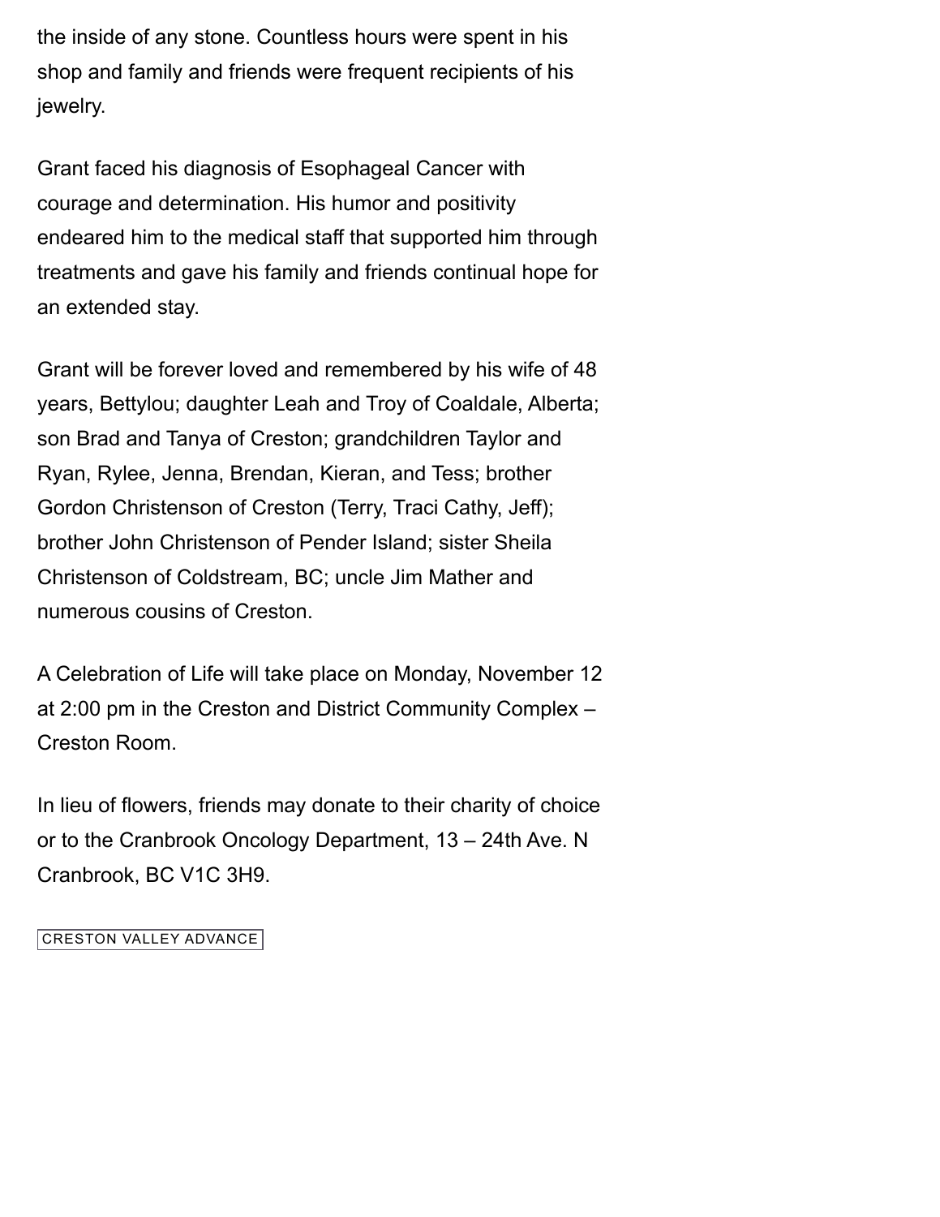the inside of any stone. Countless hours were spent in his shop and family and friends were frequent recipients of his jewelry.

Grant faced his diagnosis of Esophageal Cancer with courage and determination. His humor and positivity endeared him to the medical staff that supported him through treatments and gave his family and friends continual hope for an extended stay.

Grant will be forever loved and remembered by his wife of 48 years, Bettylou; daughter Leah and Troy of Coaldale, Alberta; son Brad and Tanya of Creston; grandchildren Taylor and Ryan, Rylee, Jenna, Brendan, Kieran, and Tess; brother Gordon Christenson of Creston (Terry, Traci Cathy, Jeff); brother John Christenson of Pender Island; sister Sheila Christenson of Coldstream, BC; uncle Jim Mather and numerous cousins of Creston.

A Celebration of Life will take place on Monday, November 12 at 2:00 pm in the Creston and District Community Complex – Creston Room.

In lieu of flowers, friends may donate to their charity of choice or to the Cranbrook Oncology Department, 13 – 24th Ave. N Cranbrook, BC V1C 3H9.

CRESTON VALLEY ADVANCE